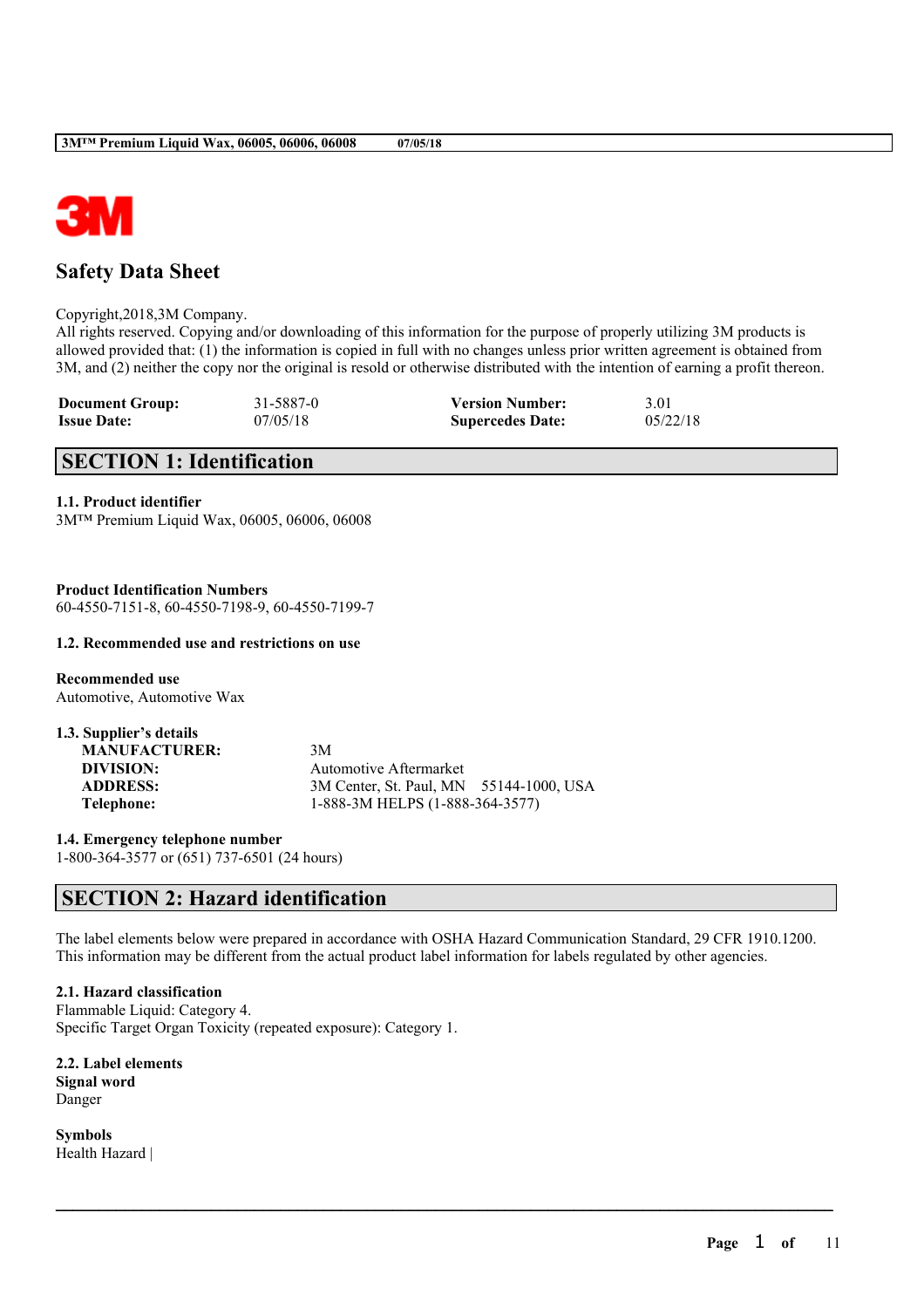# Safety Data Sheet

Copyright,2018,3M Company.
All rights reserved. Copying and/or downloading of this information for the purpose of properly utilizing 3M products is allowed provided that: (1) the information is copied in full with no changes unless prior written agreement is obtained from 3M, and (2) neither the copy nor the original is resold or otherwise distributed with the intention of earning a profit thereon.

| **Document Group:** | 31-5887-0 | **Version Number:** | 3.01 |
|---|---|---|---|
| **Issue Date:** | 07/05/18 | **Supercedes Date:** | 05/22/18 |

## SECTION 1: Identification

### 1.1. Product identifier

3M™ Premium Liquid Wax, 06005, 06006, 06008

**Product Identification Numbers**
60-4550-7151-8, 60-4550-7198-9, 60-4550-7199-7

### 1.2. Recommended use and restrictions on use

**Recommended use**
Automotive, Automotive Wax

### 1.3. Supplier's details

| | |
|---|---|
| **MANUFACTURER:** | 3M |
| **DIVISION:** | Automotive Aftermarket |
| **ADDRESS:** | 3M Center, St. Paul, MN 55144-1000, USA |
| **Telephone:** | 1-888-3M HELPS (1-888-364-3577) |

### 1.4. Emergency telephone number

1-800-364-3577 or (651) 737-6501 (24 hours)

## SECTION 2: Hazard identification

The label elements below were prepared in accordance with OSHA Hazard Communication Standard, 29 CFR 1910.1200. This information may be different from the actual product label information for labels regulated by other agencies.

### 2.1. Hazard classification

Flammable Liquid: Category 4.
Specific Target Organ Toxicity (repeated exposure): Category 1.

### 2.2. Label elements

**Signal word**
Danger

**Symbols**
Health Hazard |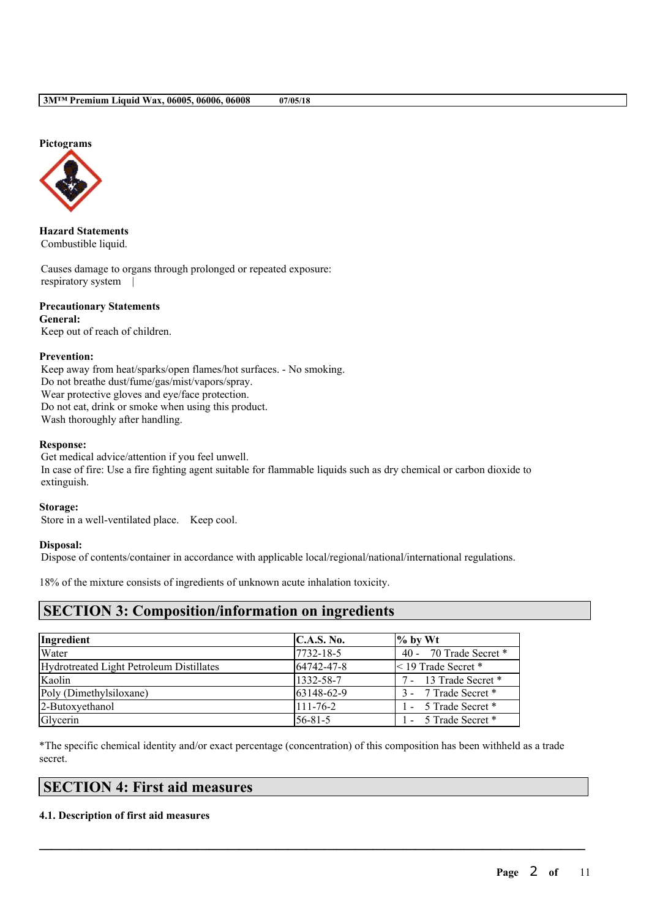**Pictograms**

**Hazard Statements**

Combustible liquid.

Causes damage to organs through prolonged or repeated exposure:
respiratory system |

**Precautionary Statements**

**General:**

Keep out of reach of children.

**Prevention:**

Keep away from heat/sparks/open flames/hot surfaces. - No smoking.
Do not breathe dust/fume/gas/mist/vapors/spray.
Wear protective gloves and eye/face protection.
Do not eat, drink or smoke when using this product.
Wash thoroughly after handling.

**Response:**

Get medical advice/attention if you feel unwell.
In case of fire: Use a fire fighting agent suitable for flammable liquids such as dry chemical or carbon dioxide to extinguish.

**Storage:**

Store in a well-ventilated place. Keep cool.

**Disposal:**

Dispose of contents/container in accordance with applicable local/regional/national/international regulations.

18% of the mixture consists of ingredients of unknown acute inhalation toxicity.

## SECTION 3: Composition/information on ingredients

| Ingredient | C.A.S. No. | % by Wt |
|---|---|---|
| Water | 7732-18-5 | 40 - 70 Trade Secret * |
| Hydrotreated Light Petroleum Distillates | 64742-47-8 | < 19 Trade Secret * |
| Kaolin | 1332-58-7 | 7 - 13 Trade Secret * |
| Poly (Dimethylsiloxane) | 63148-62-9 | 3 - 7 Trade Secret * |
| 2-Butoxyethanol | 111-76-2 | 1 - 5 Trade Secret * |
| Glycerin | 56-81-5 | 1 - 5 Trade Secret * |

*The specific chemical identity and/or exact percentage (concentration) of this composition has been withheld as a trade secret.

## SECTION 4: First aid measures

**4.1. Description of first aid measures**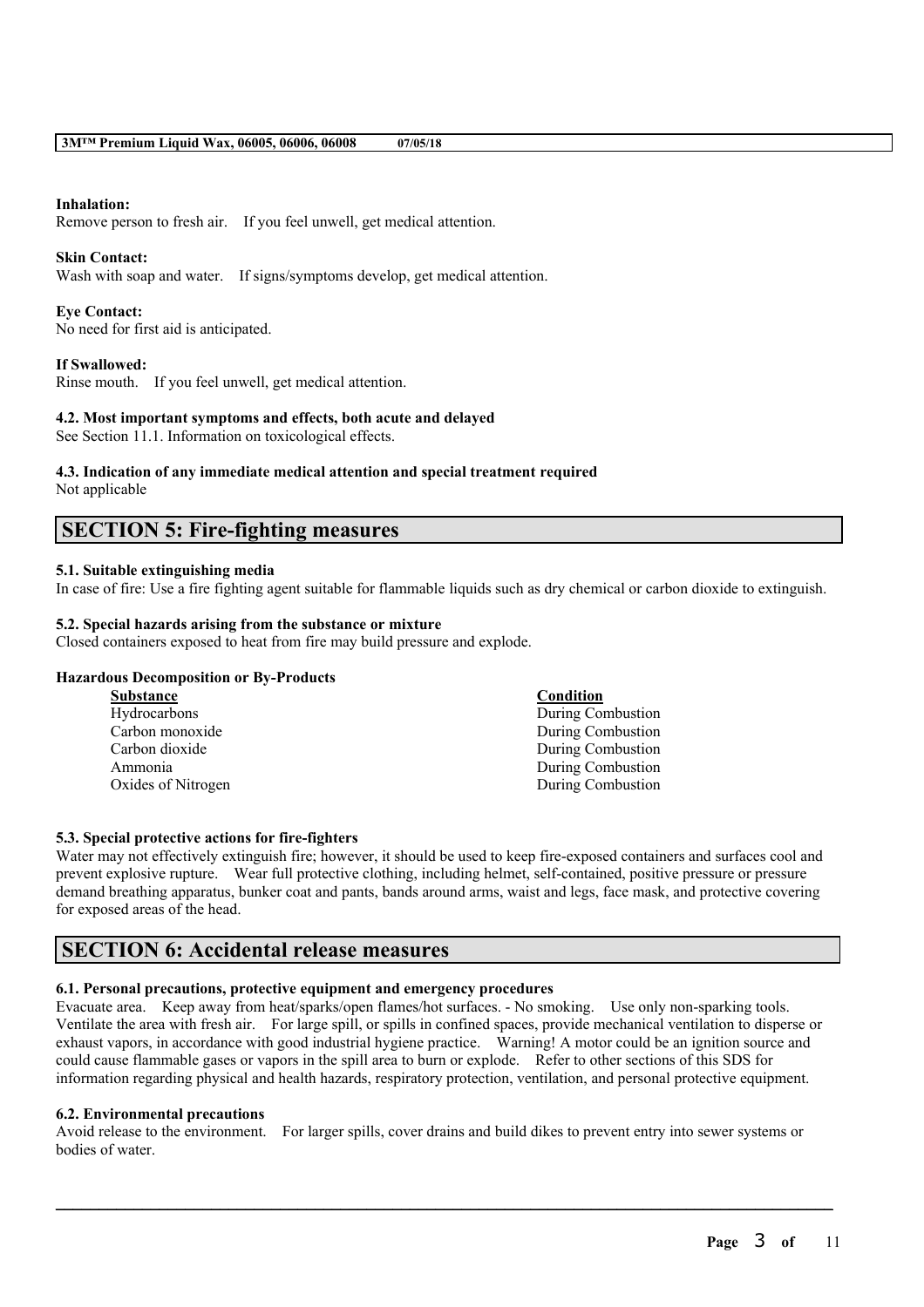**Inhalation:**
Remove person to fresh air. If you feel unwell, get medical attention.

**Skin Contact:**
Wash with soap and water. If signs/symptoms develop, get medical attention.

**Eye Contact:**
No need for first aid is anticipated.

**If Swallowed:**
Rinse mouth. If you feel unwell, get medical attention.

**4.2. Most important symptoms and effects, both acute and delayed**
See Section 11.1. Information on toxicological effects.

**4.3. Indication of any immediate medical attention and special treatment required**
Not applicable

## SECTION 5: Fire-fighting measures

**5.1. Suitable extinguishing media**
In case of fire: Use a fire fighting agent suitable for flammable liquids such as dry chemical or carbon dioxide to extinguish.

**5.2. Special hazards arising from the substance or mixture**
Closed containers exposed to heat from fire may build pressure and explode.

**Hazardous Decomposition or By-Products**

| Substance | Condition |
| --- | --- |
| Hydrocarbons | During Combustion |
| Carbon monoxide | During Combustion |
| Carbon dioxide | During Combustion |
| Ammonia | During Combustion |
| Oxides of Nitrogen | During Combustion |

**5.3. Special protective actions for fire-fighters**
Water may not effectively extinguish fire; however, it should be used to keep fire-exposed containers and surfaces cool and prevent explosive rupture. Wear full protective clothing, including helmet, self-contained, positive pressure or pressure demand breathing apparatus, bunker coat and pants, bands around arms, waist and legs, face mask, and protective covering for exposed areas of the head.

## SECTION 6: Accidental release measures

**6.1. Personal precautions, protective equipment and emergency procedures**
Evacuate area. Keep away from heat/sparks/open flames/hot surfaces. - No smoking. Use only non-sparking tools. Ventilate the area with fresh air. For large spill, or spills in confined spaces, provide mechanical ventilation to disperse or exhaust vapors, in accordance with good industrial hygiene practice. Warning! A motor could be an ignition source and could cause flammable gases or vapors in the spill area to burn or explode. Refer to other sections of this SDS for information regarding physical and health hazards, respiratory protection, ventilation, and personal protective equipment.

**6.2. Environmental precautions**
Avoid release to the environment. For larger spills, cover drains and build dikes to prevent entry into sewer systems or bodies of water.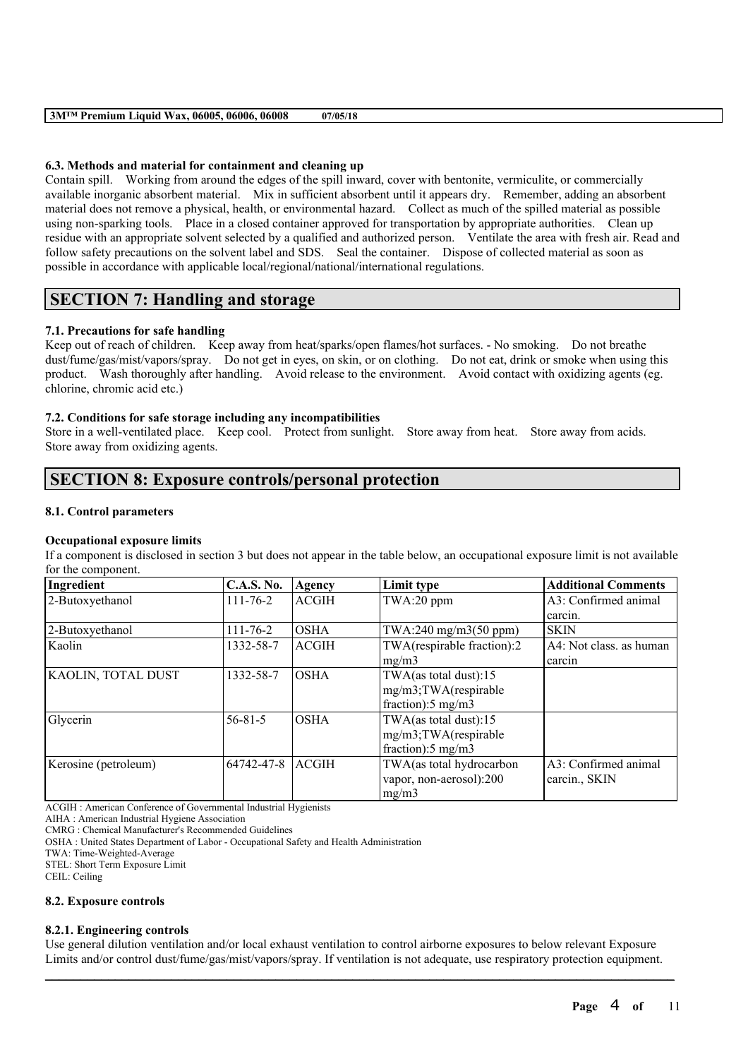### 6.3. Methods and material for containment and cleaning up

Contain spill. Working from around the edges of the spill inward, cover with bentonite, vermiculite, or commercially available inorganic absorbent material. Mix in sufficient absorbent until it appears dry. Remember, adding an absorbent material does not remove a physical, health, or environmental hazard. Collect as much of the spilled material as possible using non-sparking tools. Place in a closed container approved for transportation by appropriate authorities. Clean up residue with an appropriate solvent selected by a qualified and authorized person. Ventilate the area with fresh air. Read and follow safety precautions on the solvent label and SDS. Seal the container. Dispose of collected material as soon as possible in accordance with applicable local/regional/national/international regulations.

## SECTION 7: Handling and storage

### 7.1. Precautions for safe handling

Keep out of reach of children. Keep away from heat/sparks/open flames/hot surfaces. - No smoking. Do not breathe dust/fume/gas/mist/vapors/spray. Do not get in eyes, on skin, or on clothing. Do not eat, drink or smoke when using this product. Wash thoroughly after handling. Avoid release to the environment. Avoid contact with oxidizing agents (eg. chlorine, chromic acid etc.)

### 7.2. Conditions for safe storage including any incompatibilities

Store in a well-ventilated place. Keep cool. Protect from sunlight. Store away from heat. Store away from acids. Store away from oxidizing agents.

## SECTION 8: Exposure controls/personal protection

### 8.1. Control parameters

**Occupational exposure limits**

If a component is disclosed in section 3 but does not appear in the table below, an occupational exposure limit is not available for the component.

| Ingredient | C.A.S. No. | Agency | Limit type | Additional Comments |
|---|---|---|---|---|
| 2-Butoxyethanol | 111-76-2 | ACGIH | TWA:20 ppm | A3: Confirmed animal carcin. |
| 2-Butoxyethanol | 111-76-2 | OSHA | TWA:240 mg/m3(50 ppm) | SKIN |
| Kaolin | 1332-58-7 | ACGIH | TWA(respirable fraction):2 mg/m3 | A4: Not class. as human carcin |
| KAOLIN, TOTAL DUST | 1332-58-7 | OSHA | TWA(as total dust):15 mg/m3;TWA(respirable fraction):5 mg/m3 | |
| Glycerin | 56-81-5 | OSHA | TWA(as total dust):15 mg/m3;TWA(respirable fraction):5 mg/m3 | |
| Kerosine (petroleum) | 64742-47-8 | ACGIH | TWA(as total hydrocarbon vapor, non-aerosol):200 mg/m3 | A3: Confirmed animal carcin., SKIN |

ACGIH : American Conference of Governmental Industrial Hygienists
AIHA : American Industrial Hygiene Association
CMRG : Chemical Manufacturer's Recommended Guidelines
OSHA : United States Department of Labor - Occupational Safety and Health Administration
TWA: Time-Weighted-Average
STEL: Short Term Exposure Limit
CEIL: Ceiling

### 8.2. Exposure controls

#### 8.2.1. Engineering controls

Use general dilution ventilation and/or local exhaust ventilation to control airborne exposures to below relevant Exposure Limits and/or control dust/fume/gas/mist/vapors/spray. If ventilation is not adequate, use respiratory protection equipment.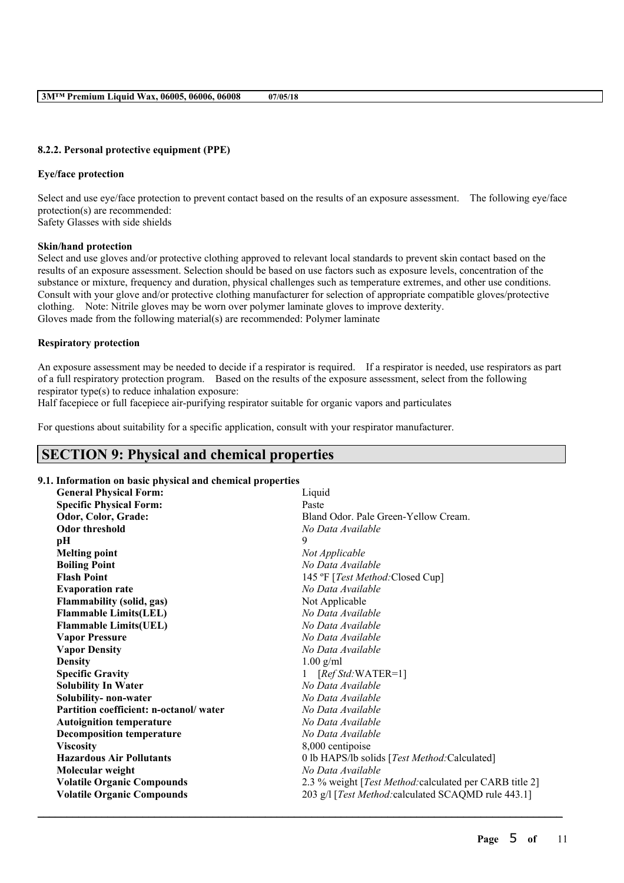#### 8.2.2. Personal protective equipment (PPE)

**Eye/face protection**

Select and use eye/face protection to prevent contact based on the results of an exposure assessment. The following eye/face protection(s) are recommended:
Safety Glasses with side shields

**Skin/hand protection**
Select and use gloves and/or protective clothing approved to relevant local standards to prevent skin contact based on the results of an exposure assessment. Selection should be based on use factors such as exposure levels, concentration of the substance or mixture, frequency and duration, physical challenges such as temperature extremes, and other use conditions. Consult with your glove and/or protective clothing manufacturer for selection of appropriate compatible gloves/protective clothing. Note: Nitrile gloves may be worn over polymer laminate gloves to improve dexterity.
Gloves made from the following material(s) are recommended: Polymer laminate

**Respiratory protection**

An exposure assessment may be needed to decide if a respirator is required. If a respirator is needed, use respirators as part of a full respiratory protection program. Based on the results of the exposure assessment, select from the following respirator type(s) to reduce inhalation exposure:
Half facepiece or full facepiece air-purifying respirator suitable for organic vapors and particulates

For questions about suitability for a specific application, consult with your respirator manufacturer.

## SECTION 9: Physical and chemical properties

#### 9.1. Information on basic physical and chemical properties

| | |
|---|---|
| **General Physical Form:** | Liquid |
| **Specific Physical Form:** | Paste |
| **Odor, Color, Grade:** | Bland Odor. Pale Green-Yellow Cream. |
| **Odor threshold** | *No Data Available* |
| **pH** | 9 |
| **Melting point** | *Not Applicable* |
| **Boiling Point** | *No Data Available* |
| **Flash Point** | 145 ºF [*Test Method:*Closed Cup] |
| **Evaporation rate** | *No Data Available* |
| **Flammability (solid, gas)** | Not Applicable |
| **Flammable Limits(LEL)** | *No Data Available* |
| **Flammable Limits(UEL)** | *No Data Available* |
| **Vapor Pressure** | *No Data Available* |
| **Vapor Density** | *No Data Available* |
| **Density** | 1.00 g/ml |
| **Specific Gravity** | 1 [*Ref Std:*WATER=1] |
| **Solubility In Water** | *No Data Available* |
| **Solubility- non-water** | *No Data Available* |
| **Partition coefficient: n-octanol/ water** | *No Data Available* |
| **Autoignition temperature** | *No Data Available* |
| **Decomposition temperature** | *No Data Available* |
| **Viscosity** | 8,000 centipoise |
| **Hazardous Air Pollutants** | 0 lb HAPS/lb solids [*Test Method:*Calculated] |
| **Molecular weight** | *No Data Available* |
| **Volatile Organic Compounds** | 2.3 % weight [*Test Method:*calculated per CARB title 2] |
| **Volatile Organic Compounds** | 203 g/l [*Test Method:*calculated SCAQMD rule 443.1] |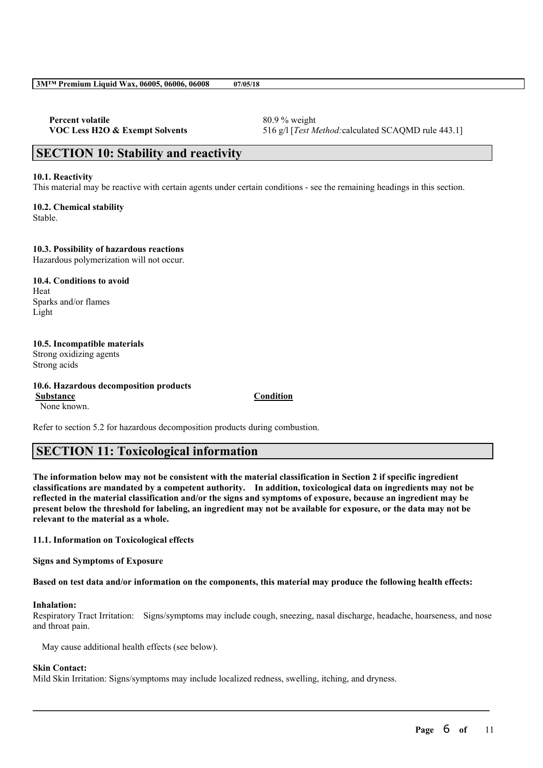| | |
|---|---|
| **Percent volatile** | 80.9 % weight |
| **VOC Less H2O & Exempt Solvents** | 516 g/l [*Test Method:*calculated SCAQMD rule 443.1] |

## SECTION 10: Stability and reactivity

**10.1. Reactivity**

This material may be reactive with certain agents under certain conditions - see the remaining headings in this section.

**10.2. Chemical stability**

Stable.

**10.3. Possibility of hazardous reactions**

Hazardous polymerization will not occur.

**10.4. Conditions to avoid**

Heat
Sparks and/or flames
Light

**10.5. Incompatible materials**

Strong oxidizing agents
Strong acids

**10.6. Hazardous decomposition products**

| **Substance** | **Condition** |
|---|---|
| None known. | |

Refer to section 5.2 for hazardous decomposition products during combustion.

## SECTION 11: Toxicological information

**The information below may not be consistent with the material classification in Section 2 if specific ingredient classifications are mandated by a competent authority. In addition, toxicological data on ingredients may not be reflected in the material classification and/or the signs and symptoms of exposure, because an ingredient may be present below the threshold for labeling, an ingredient may not be available for exposure, or the data may not be relevant to the material as a whole.**

**11.1. Information on Toxicological effects**

**Signs and Symptoms of Exposure**

**Based on test data and/or information on the components, this material may produce the following health effects:**

**Inhalation:**

Respiratory Tract Irritation: Signs/symptoms may include cough, sneezing, nasal discharge, headache, hoarseness, and nose and throat pain.

May cause additional health effects (see below).

**Skin Contact:**

Mild Skin Irritation: Signs/symptoms may include localized redness, swelling, itching, and dryness.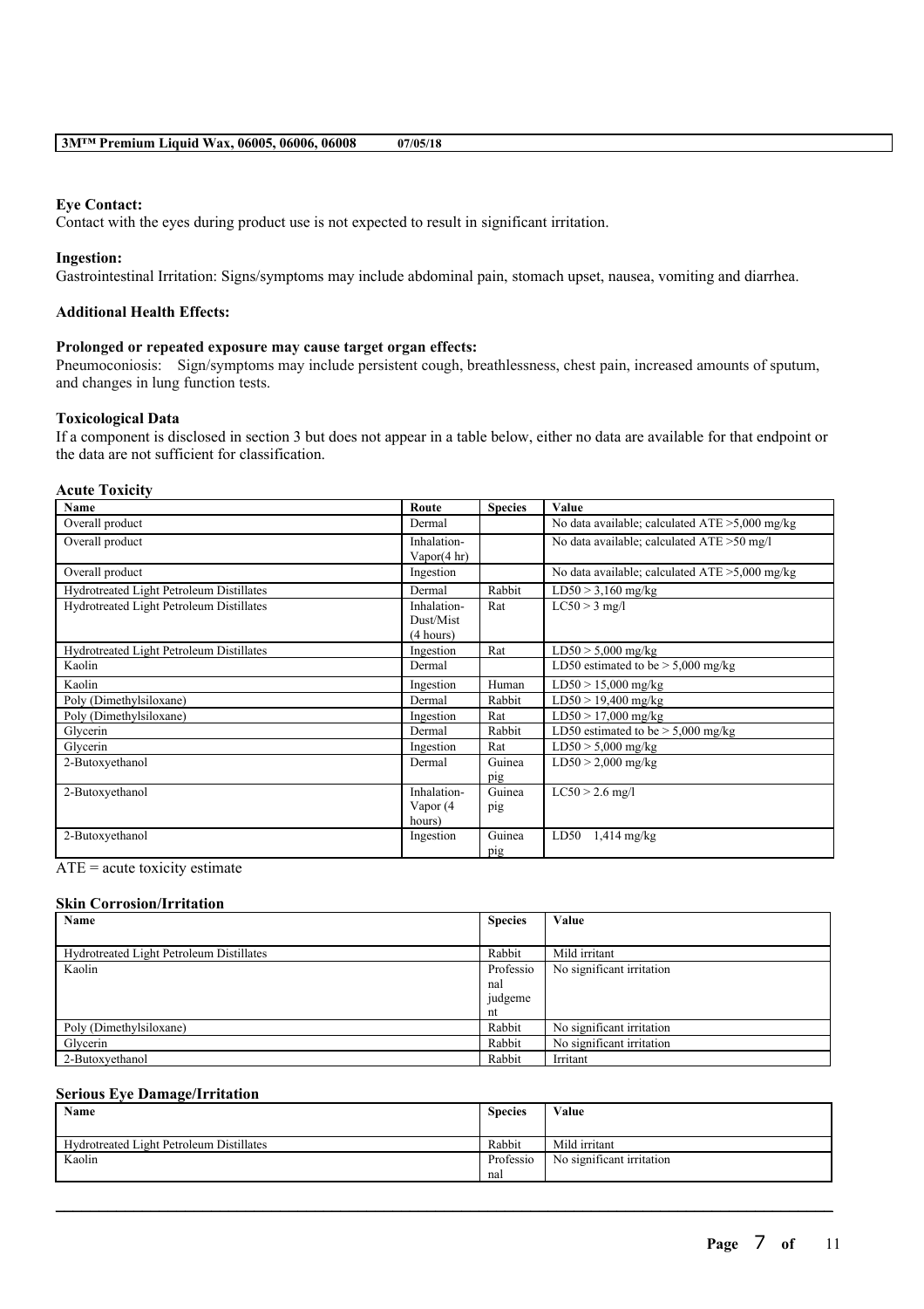**Eye Contact:**
Contact with the eyes during product use is not expected to result in significant irritation.

**Ingestion:**
Gastrointestinal Irritation: Signs/symptoms may include abdominal pain, stomach upset, nausea, vomiting and diarrhea.

**Additional Health Effects:**

**Prolonged or repeated exposure may cause target organ effects:**
Pneumoconiosis: Sign/symptoms may include persistent cough, breathlessness, chest pain, increased amounts of sputum, and changes in lung function tests.

**Toxicological Data**
If a component is disclosed in section 3 but does not appear in a table below, either no data are available for that endpoint or the data are not sufficient for classification.

**Acute Toxicity**

| Name | Route | Species | Value |
|---|---|---|---|
| Overall product | Dermal | | No data available; calculated ATE >5,000 mg/kg |
| Overall product | Inhalation-Vapor(4 hr) | | No data available; calculated ATE >50 mg/l |
| Overall product | Ingestion | | No data available; calculated ATE >5,000 mg/kg |
| Hydrotreated Light Petroleum Distillates | Dermal | Rabbit | LD50 > 3,160 mg/kg |
| Hydrotreated Light Petroleum Distillates | Inhalation-Dust/Mist (4 hours) | Rat | LC50 > 3 mg/l |
| Hydrotreated Light Petroleum Distillates | Ingestion | Rat | LD50 > 5,000 mg/kg |
| Kaolin | Dermal | | LD50 estimated to be > 5,000 mg/kg |
| Kaolin | Ingestion | Human | LD50 > 15,000 mg/kg |
| Poly (Dimethylsiloxane) | Dermal | Rabbit | LD50 > 19,400 mg/kg |
| Poly (Dimethylsiloxane) | Ingestion | Rat | LD50 > 17,000 mg/kg |
| Glycerin | Dermal | Rabbit | LD50 estimated to be > 5,000 mg/kg |
| Glycerin | Ingestion | Rat | LD50 > 5,000 mg/kg |
| 2-Butoxyethanol | Dermal | Guinea pig | LD50 > 2,000 mg/kg |
| 2-Butoxyethanol | Inhalation-Vapor (4 hours) | Guinea pig | LC50 > 2.6 mg/l |
| 2-Butoxyethanol | Ingestion | Guinea pig | LD50 1,414 mg/kg |

ATE = acute toxicity estimate

**Skin Corrosion/Irritation**

| Name | Species | Value |
|---|---|---|
| Hydrotreated Light Petroleum Distillates | Rabbit | Mild irritant |
| Kaolin | Professional judgement | No significant irritation |
| Poly (Dimethylsiloxane) | Rabbit | No significant irritation |
| Glycerin | Rabbit | No significant irritation |
| 2-Butoxyethanol | Rabbit | Irritant |

**Serious Eye Damage/Irritation**

| Name | Species | Value |
|---|---|---|
| Hydrotreated Light Petroleum Distillates | Rabbit | Mild irritant |
| Kaolin | Professional | No significant irritation |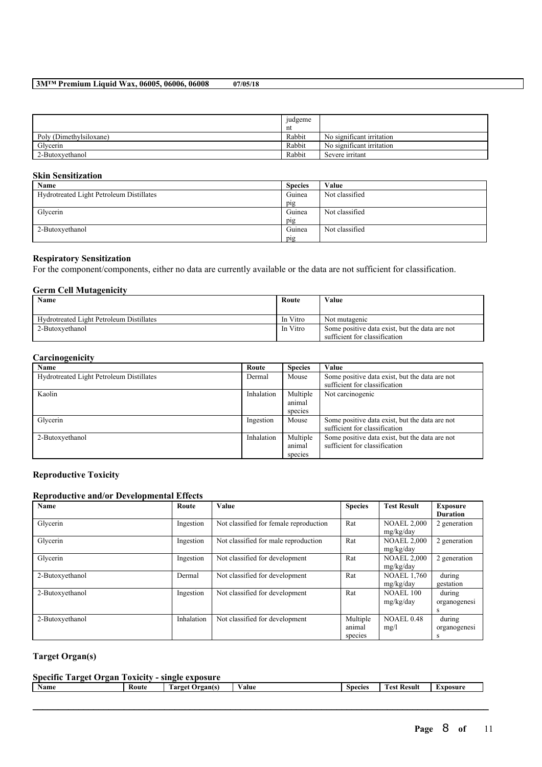|  | judgement |  |
|---|---|---|
| Poly (Dimethylsiloxane) | Rabbit | No significant irritation |
| Glycerin | Rabbit | No significant irritation |
| 2-Butoxyethanol | Rabbit | Severe irritant |

### Skin Sensitization

| Name | Species | Value |
|---|---|---|
| Hydrotreated Light Petroleum Distillates | Guinea pig | Not classified |
| Glycerin | Guinea pig | Not classified |
| 2-Butoxyethanol | Guinea pig | Not classified |

### Respiratory Sensitization

For the component/components, either no data are currently available or the data are not sufficient for classification.

### Germ Cell Mutagenicity

| Name | Route | Value |
|---|---|---|
| Hydrotreated Light Petroleum Distillates | In Vitro | Not mutagenic |
| 2-Butoxyethanol | In Vitro | Some positive data exist, but the data are not sufficient for classification |

### Carcinogenicity

| Name | Route | Species | Value |
|---|---|---|---|
| Hydrotreated Light Petroleum Distillates | Dermal | Mouse | Some positive data exist, but the data are not sufficient for classification |
| Kaolin | Inhalation | Multiple animal species | Not carcinogenic |
| Glycerin | Ingestion | Mouse | Some positive data exist, but the data are not sufficient for classification |
| 2-Butoxyethanol | Inhalation | Multiple animal species | Some positive data exist, but the data are not sufficient for classification |

### Reproductive Toxicity

#### Reproductive and/or Developmental Effects

| Name | Route | Value | Species | Test Result | Exposure Duration |
|---|---|---|---|---|---|
| Glycerin | Ingestion | Not classified for female reproduction | Rat | NOAEL 2,000 mg/kg/day | 2 generation |
| Glycerin | Ingestion | Not classified for male reproduction | Rat | NOAEL 2,000 mg/kg/day | 2 generation |
| Glycerin | Ingestion | Not classified for development | Rat | NOAEL 2,000 mg/kg/day | 2 generation |
| 2-Butoxyethanol | Dermal | Not classified for development | Rat | NOAEL 1,760 mg/kg/day | during gestation |
| 2-Butoxyethanol | Ingestion | Not classified for development | Rat | NOAEL 100 mg/kg/day | during organogenesis |
| 2-Butoxyethanol | Inhalation | Not classified for development | Multiple animal species | NOAEL 0.48 mg/l | during organogenesis |

### Target Organ(s)

#### Specific Target Organ Toxicity - single exposure

| Name | Route | Target Organ(s) | Value | Species | Test Result | Exposure |
|---|---|---|---|---|---|---|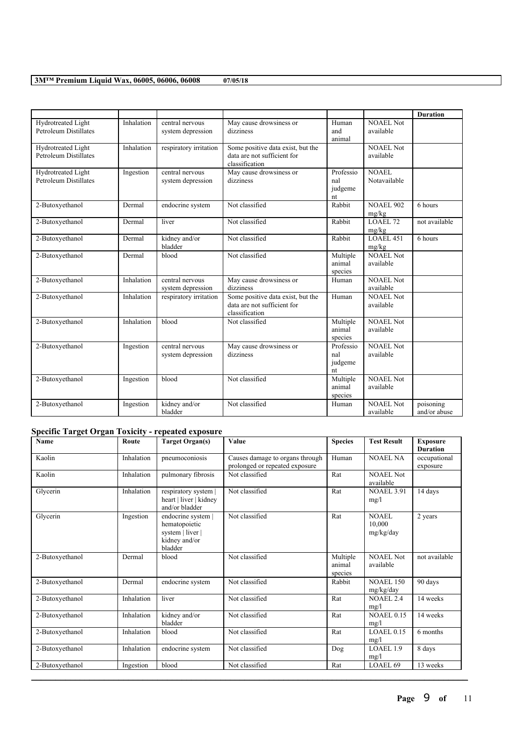| | | | | | | Duration |
|---|---|---|---|---|---|---|
| Hydrotreated Light Petroleum Distillates | Inhalation | central nervous system depression | May cause drowsiness or dizziness | Human and animal | NOAEL Not available | |
| Hydrotreated Light Petroleum Distillates | Inhalation | respiratory irritation | Some positive data exist, but the data are not sufficient for classification | | NOAEL Not available | |
| Hydrotreated Light Petroleum Distillates | Ingestion | central nervous system depression | May cause drowsiness or dizziness | Professional judgement | NOAEL Notavailable | |
| 2-Butoxyethanol | Dermal | endocrine system | Not classified | Rabbit | NOAEL 902 mg/kg | 6 hours |
| 2-Butoxyethanol | Dermal | liver | Not classified | Rabbit | LOAEL 72 mg/kg | not available |
| 2-Butoxyethanol | Dermal | kidney and/or bladder | Not classified | Rabbit | LOAEL 451 mg/kg | 6 hours |
| 2-Butoxyethanol | Dermal | blood | Not classified | Multiple animal species | NOAEL Not available | |
| 2-Butoxyethanol | Inhalation | central nervous system depression | May cause drowsiness or dizziness | Human | NOAEL Not available | |
| 2-Butoxyethanol | Inhalation | respiratory irritation | Some positive data exist, but the data are not sufficient for classification | Human | NOAEL Not available | |
| 2-Butoxyethanol | Inhalation | blood | Not classified | Multiple animal species | NOAEL Not available | |
| 2-Butoxyethanol | Ingestion | central nervous system depression | May cause drowsiness or dizziness | Professional judgement | NOAEL Not available | |
| 2-Butoxyethanol | Ingestion | blood | Not classified | Multiple animal species | NOAEL Not available | |
| 2-Butoxyethanol | Ingestion | kidney and/or bladder | Not classified | Human | NOAEL Not available | poisoning and/or abuse |

### Specific Target Organ Toxicity - repeated exposure

| Name | Route | Target Organ(s) | Value | Species | Test Result | Exposure Duration |
|---|---|---|---|---|---|---|
| Kaolin | Inhalation | pneumoconiosis | Causes damage to organs through prolonged or repeated exposure | Human | NOAEL NA | occupational exposure |
| Kaolin | Inhalation | pulmonary fibrosis | Not classified | Rat | NOAEL Not available | |
| Glycerin | Inhalation | respiratory system \| heart \| liver \| kidney and/or bladder | Not classified | Rat | NOAEL 3.91 mg/l | 14 days |
| Glycerin | Ingestion | endocrine system \| hematopoietic system \| liver \| kidney and/or bladder | Not classified | Rat | NOAEL 10,000 mg/kg/day | 2 years |
| 2-Butoxyethanol | Dermal | blood | Not classified | Multiple animal species | NOAEL Not available | not available |
| 2-Butoxyethanol | Dermal | endocrine system | Not classified | Rabbit | NOAEL 150 mg/kg/day | 90 days |
| 2-Butoxyethanol | Inhalation | liver | Not classified | Rat | NOAEL 2.4 mg/l | 14 weeks |
| 2-Butoxyethanol | Inhalation | kidney and/or bladder | Not classified | Rat | NOAEL 0.15 mg/l | 14 weeks |
| 2-Butoxyethanol | Inhalation | blood | Not classified | Rat | LOAEL 0.15 mg/l | 6 months |
| 2-Butoxyethanol | Inhalation | endocrine system | Not classified | Dog | LOAEL 1.9 mg/l | 8 days |
| 2-Butoxyethanol | Ingestion | blood | Not classified | Rat | LOAEL 69 | 13 weeks |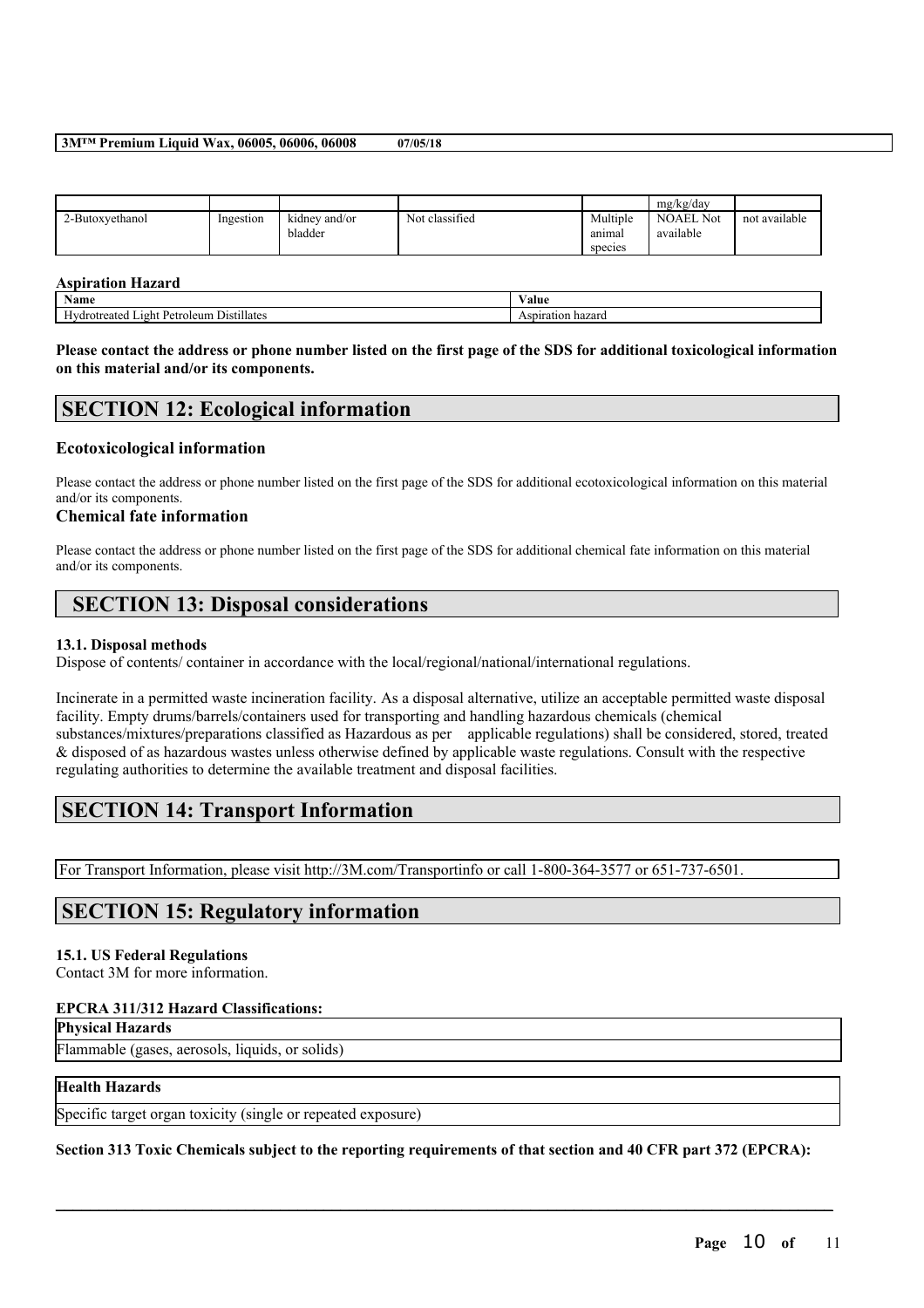| | | | | | mg/kg/day | |
|---|---|---|---|---|---|---|
| 2-Butoxyethanol | Ingestion | kidney and/or bladder | Not classified | Multiple animal species | NOAEL Not available | not available |

**Aspiration Hazard**

| Name | Value |
|---|---|
| Hydrotreated Light Petroleum Distillates | Aspiration hazard |

**Please contact the address or phone number listed on the first page of the SDS for additional toxicological information on this material and/or its components.**

## SECTION 12: Ecological information

### Ecotoxicological information

Please contact the address or phone number listed on the first page of the SDS for additional ecotoxicological information on this material and/or its components.

### Chemical fate information

Please contact the address or phone number listed on the first page of the SDS for additional chemical fate information on this material and/or its components.

## SECTION 13: Disposal considerations

#### 13.1. Disposal methods

Dispose of contents/ container in accordance with the local/regional/national/international regulations.

Incinerate in a permitted waste incineration facility. As a disposal alternative, utilize an acceptable permitted waste disposal facility. Empty drums/barrels/containers used for transporting and handling hazardous chemicals (chemical substances/mixtures/preparations classified as Hazardous as per applicable regulations) shall be considered, stored, treated & disposed of as hazardous wastes unless otherwise defined by applicable waste regulations. Consult with the respective regulating authorities to determine the available treatment and disposal facilities.

## SECTION 14: Transport Information

For Transport Information, please visit http://3M.com/Transportinfo or call 1-800-364-3577 or 651-737-6501.

## SECTION 15: Regulatory information

#### 15.1. US Federal Regulations

Contact 3M for more information.

#### EPCRA 311/312 Hazard Classifications:

| Physical Hazards |
|---|
| Flammable (gases, aerosols, liquids, or solids) |

| Health Hazards |
|---|
| Specific target organ toxicity (single or repeated exposure) |

**Section 313 Toxic Chemicals subject to the reporting requirements of that section and 40 CFR part 372 (EPCRA):**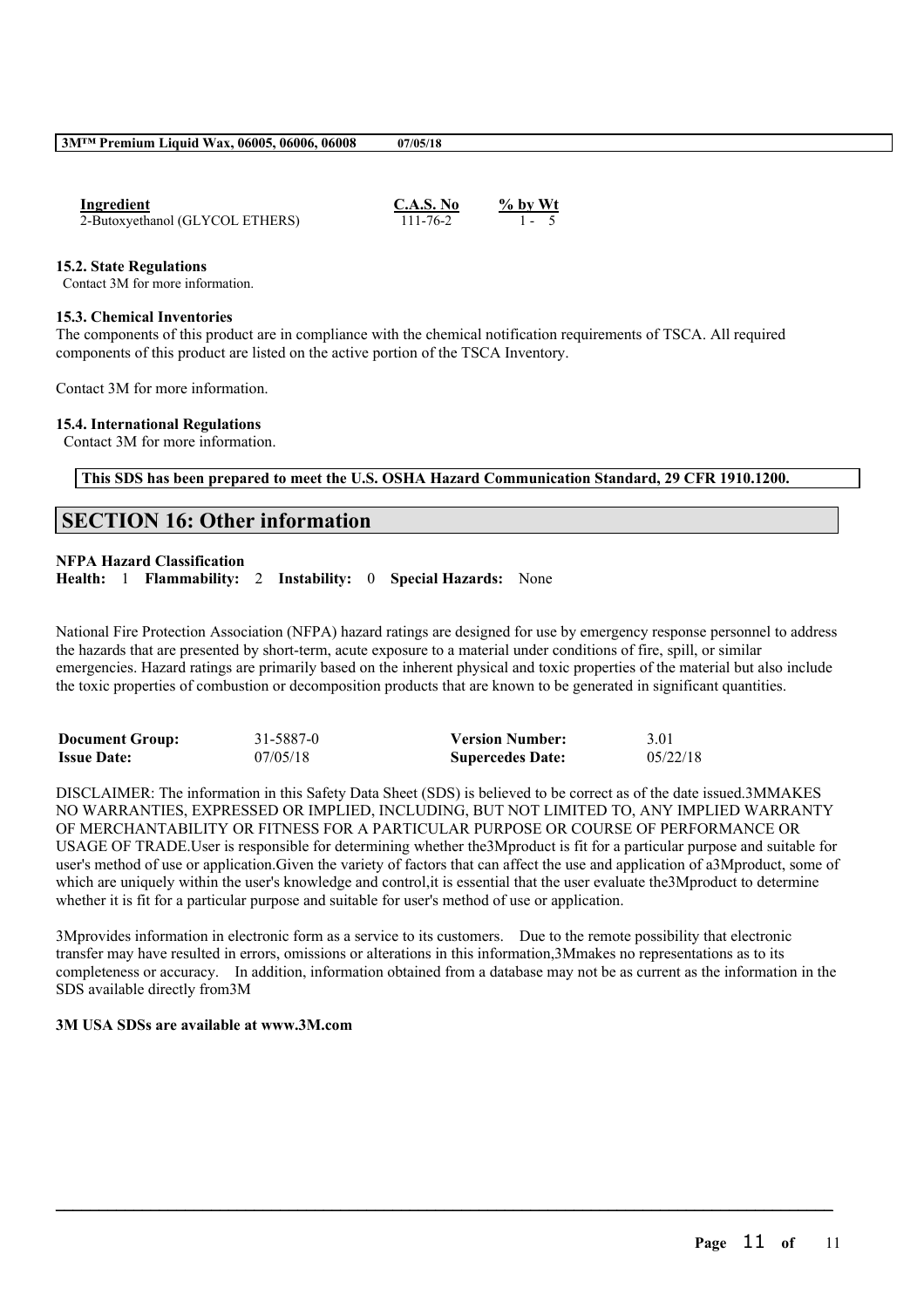| Ingredient | C.A.S. No | % by Wt |
| --- | --- | --- |
| 2-Butoxyethanol (GLYCOL ETHERS) | 111-76-2 | 1 - 5 |

**15.2. State Regulations**
Contact 3M for more information.

**15.3. Chemical Inventories**
The components of this product are in compliance with the chemical notification requirements of TSCA. All required components of this product are listed on the active portion of the TSCA Inventory.

Contact 3M for more information.

**15.4. International Regulations**
Contact 3M for more information.

**This SDS has been prepared to meet the U.S. OSHA Hazard Communication Standard, 29 CFR 1910.1200.**

## SECTION 16: Other information

**NFPA Hazard Classification**
**Health:** 1 **Flammability:** 2 **Instability:** 0 **Special Hazards:** None

National Fire Protection Association (NFPA) hazard ratings are designed for use by emergency response personnel to address the hazards that are presented by short-term, acute exposure to a material under conditions of fire, spill, or similar emergencies. Hazard ratings are primarily based on the inherent physical and toxic properties of the material but also include the toxic properties of combustion or decomposition products that are known to be generated in significant quantities.

| | | | |
| --- | --- | --- | --- |
| **Document Group:** | 31-5887-0 | **Version Number:** | 3.01 |
| **Issue Date:** | 07/05/18 | **Supercedes Date:** | 05/22/18 |

DISCLAIMER: The information in this Safety Data Sheet (SDS) is believed to be correct as of the date issued.3MMAKES NO WARRANTIES, EXPRESSED OR IMPLIED, INCLUDING, BUT NOT LIMITED TO, ANY IMPLIED WARRANTY OF MERCHANTABILITY OR FITNESS FOR A PARTICULAR PURPOSE OR COURSE OF PERFORMANCE OR USAGE OF TRADE.User is responsible for determining whether the3Mproduct is fit for a particular purpose and suitable for user's method of use or application.Given the variety of factors that can affect the use and application of a3Mproduct, some of which are uniquely within the user's knowledge and control,it is essential that the user evaluate the3Mproduct to determine whether it is fit for a particular purpose and suitable for user's method of use or application.

3Mprovides information in electronic form as a service to its customers. Due to the remote possibility that electronic transfer may have resulted in errors, omissions or alterations in this information,3Mmakes no representations as to its completeness or accuracy. In addition, information obtained from a database may not be as current as the information in the SDS available directly from3M

**3M USA SDSs are available at www.3M.com**